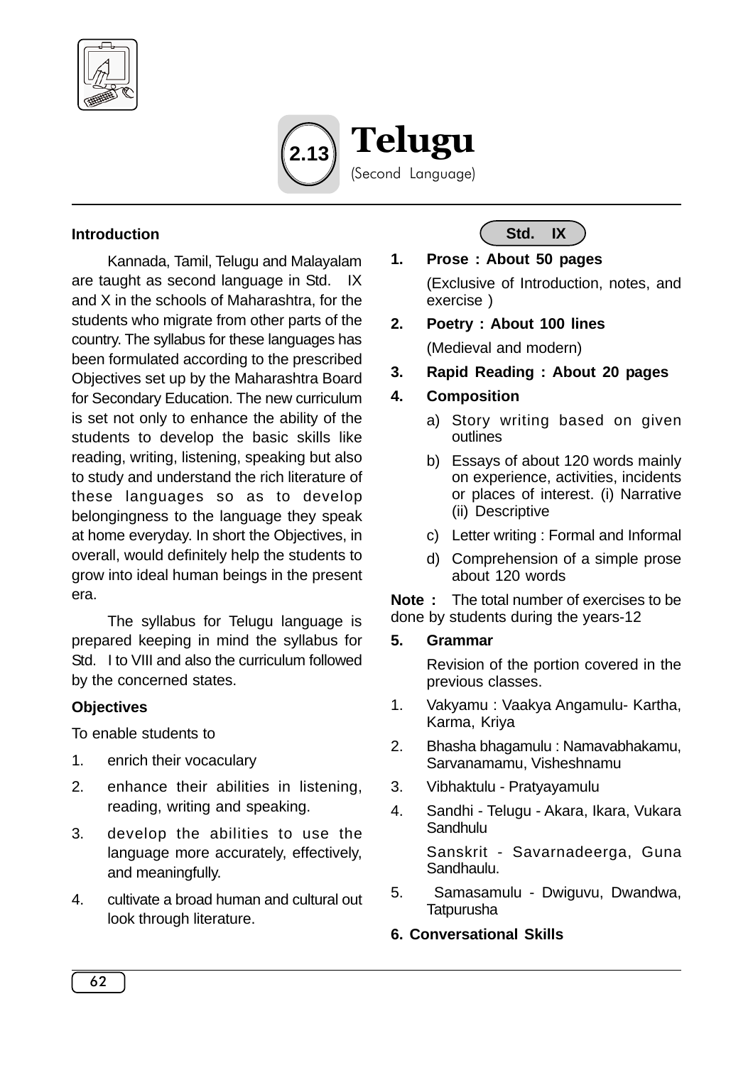# 2.13 Telugu

(Second Language)

### Introduction

Kannada, Tamil, Telugu and Malayalam are taught as second language in Std. IX and X in the schools of Maharashtra, for the students who migrate from other parts of the country. The syllabus for these languages has been formulated according to the prescribed Objectives set up by the Maharashtra Board for Secondary Education. The new curriculum is set not only to enhance the ability of the students to develop the basic skills like reading, writing, listening, speaking but also to study and understand the rich literature of these languages so as to develop belongingness to the language they speak at home everyday. In short the Objectives, in overall, would definitely help the students to grow into ideal human beings in the present era.

The syllabus for Telugu language is prepared keeping in mind the syllabus for Std. I to VIII and also the curriculum followed by the concerned states.

### Objectives

To enable students to

1. enrich their vocaculary
2. enhance their abilities in listening, reading, writing and speaking.
3. develop the abilities to use the language more accurately, effectively, and meaningfully.
4. cultivate a broad human and cultural out look through literature.

### Std. IX

1. **Prose : About 50 pages**

   (Exclusive of Introduction, notes, and exercise )

2. **Poetry : About 100 lines**

   (Medieval and modern)

3. **Rapid Reading : About 20 pages**

4. **Composition**

   a) Story writing based on given outlines

   b) Essays of about 120 words mainly on experience, activities, incidents or places of interest. (i) Narrative (ii) Descriptive

   c) Letter writing : Formal and Informal

   d) Comprehension of a simple prose about 120 words

**Note :** The total number of exercises to be done by students during the years-12

5. **Grammar**

   Revision of the portion covered in the previous classes.

1. Vakyamu : Vaakya Angamulu- Kartha, Karma, Kriya
2. Bhasha bhagamulu : Namavabhakamu, Sarvanamamu, Visheshnamu
3. Vibhaktulu - Pratyayamulu
4. Sandhi - Telugu - Akara, Ikara, Vukara Sandhulu

   Sanskrit - Savarnadeerga, Guna Sandhaulu.

5. Samasamulu - Dwiguvu, Dwandwa, Tatpurusha

**6. Conversational Skills**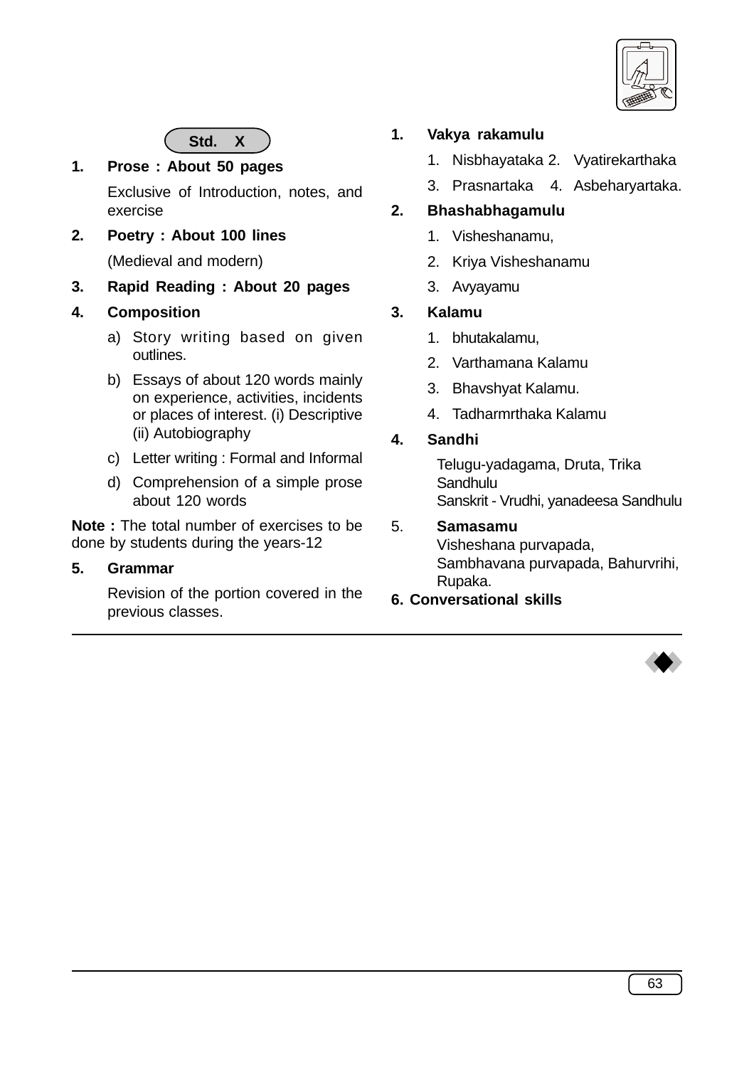## Std. X

1. **Prose : About 50 pages**

   Exclusive of Introduction, notes, and exercise

2. **Poetry : About 100 lines**

   (Medieval and modern)

3. **Rapid Reading : About 20 pages**

4. **Composition**

   a) Story writing based on given outlines.

   b) Essays of about 120 words mainly on experience, activities, incidents or places of interest. (i) Descriptive (ii) Autobiography

   c) Letter writing : Formal and Informal

   d) Comprehension of a simple prose about 120 words

**Note :** The total number of exercises to be done by students during the years-12

5. **Grammar**

   Revision of the portion covered in the previous classes.

1. **Vakya rakamulu**

   1. Nisbhayataka 2. Vyatirekarthaka
   3. Prasnartaka 4. Asbeharyartaka.

2. **Bhashabhagamulu**

   1. Visheshanamu,
   2. Kriya Visheshanamu
   3. Avyayamu

3. **Kalamu**

   1. bhutakalamu,
   2. Varthamana Kalamu
   3. Bhavshyat Kalamu.
   4. Tadharmrthaka Kalamu

4. **Sandhi**

   Telugu-yadagama, Druta, Trika Sandhulu
   Sanskrit - Vrudhi, yanadeesa Sandhulu

5. **Samasamu**

   Visheshana purvapada, Sambhavana purvapada, Bahurvrihi, Rupaka.

6. **Conversational skills**